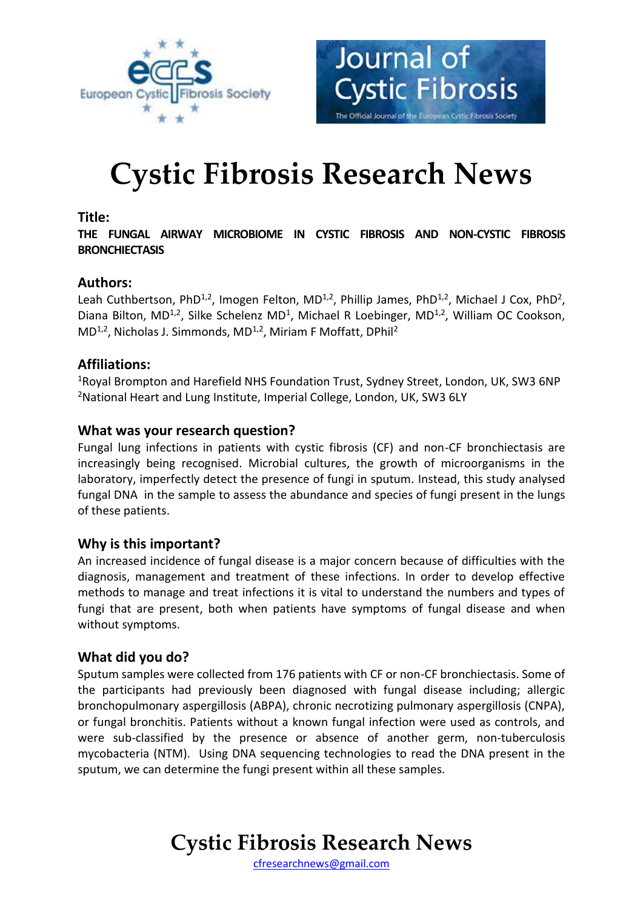# Cystic Fibrosis Research News

## Title:

**THE FUNGAL AIRWAY MICROBIOME IN CYSTIC FIBROSIS AND NON-CYSTIC FIBROSIS BRONCHIECTASIS**

## Authors:

Leah Cuthbertson, PhD[1,2], Imogen Felton, MD[1,2], Phillip James, PhD[1,2], Michael J Cox, PhD[2], Diana Bilton, MD[1,2], Silke Schelenz MD[1], Michael R Loebinger, MD[1,2], William OC Cookson, MD[1,2], Nicholas J. Simmonds, MD[1,2], Miriam F Moffatt, DPhil[2]

## Affiliations:

[1]Royal Brompton and Harefield NHS Foundation Trust, Sydney Street, London, UK, SW3 6NP
[2]National Heart and Lung Institute, Imperial College, London, UK, SW3 6LY

## What was your research question?

Fungal lung infections in patients with cystic fibrosis (CF) and non-CF bronchiectasis are increasingly being recognised. Microbial cultures, the growth of microorganisms in the laboratory, imperfectly detect the presence of fungi in sputum. Instead, this study analysed fungal DNA in the sample to assess the abundance and species of fungi present in the lungs of these patients.

## Why is this important?

An increased incidence of fungal disease is a major concern because of difficulties with the diagnosis, management and treatment of these infections. In order to develop effective methods to manage and treat infections it is vital to understand the numbers and types of fungi that are present, both when patients have symptoms of fungal disease and when without symptoms.

## What did you do?

Sputum samples were collected from 176 patients with CF or non-CF bronchiectasis. Some of the participants had previously been diagnosed with fungal disease including; allergic bronchopulmonary aspergillosis (ABPA), chronic necrotizing pulmonary aspergillosis (CNPA), or fungal bronchitis. Patients without a known fungal infection were used as controls, and were sub-classified by the presence or absence of another germ, non-tuberculosis mycobacteria (NTM). Using DNA sequencing technologies to read the DNA present in the sputum, we can determine the fungi present within all these samples.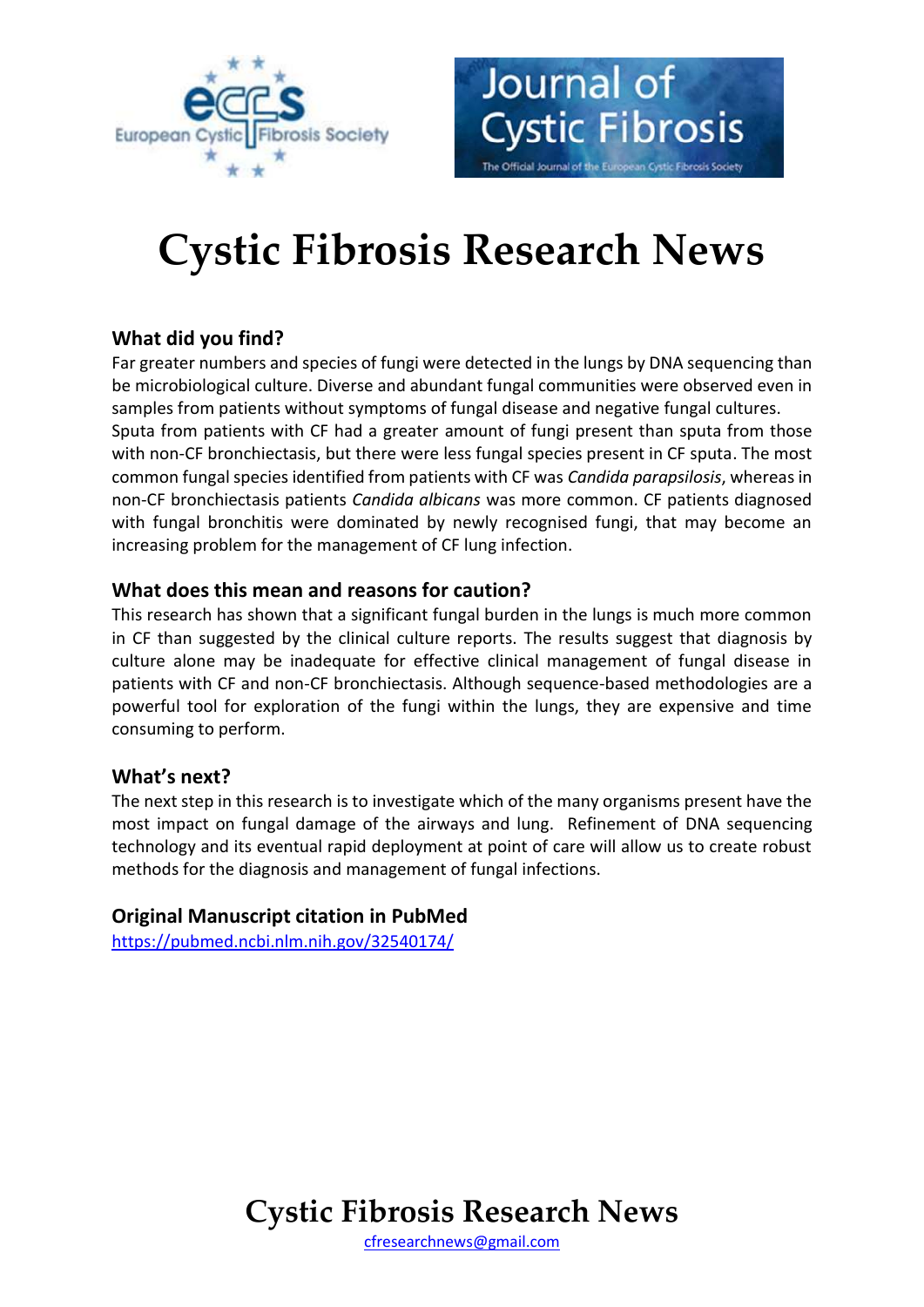# Cystic Fibrosis Research News

### What did you find?

Far greater numbers and species of fungi were detected in the lungs by DNA sequencing than be microbiological culture. Diverse and abundant fungal communities were observed even in samples from patients without symptoms of fungal disease and negative fungal cultures. Sputa from patients with CF had a greater amount of fungi present than sputa from those with non-CF bronchiectasis, but there were less fungal species present in CF sputa. The most common fungal species identified from patients with CF was *Candida parapsilosis*, whereas in non-CF bronchiectasis patients *Candida albicans* was more common. CF patients diagnosed with fungal bronchitis were dominated by newly recognised fungi, that may become an increasing problem for the management of CF lung infection.

### What does this mean and reasons for caution?

This research has shown that a significant fungal burden in the lungs is much more common in CF than suggested by the clinical culture reports. The results suggest that diagnosis by culture alone may be inadequate for effective clinical management of fungal disease in patients with CF and non-CF bronchiectasis. Although sequence-based methodologies are a powerful tool for exploration of the fungi within the lungs, they are expensive and time consuming to perform.

### What's next?

The next step in this research is to investigate which of the many organisms present have the most impact on fungal damage of the airways and lung. Refinement of DNA sequencing technology and its eventual rapid deployment at point of care will allow us to create robust methods for the diagnosis and management of fungal infections.

### Original Manuscript citation in PubMed

https://pubmed.ncbi.nlm.nih.gov/32540174/

**Cystic Fibrosis Research News**

cfresearchnews@gmail.com